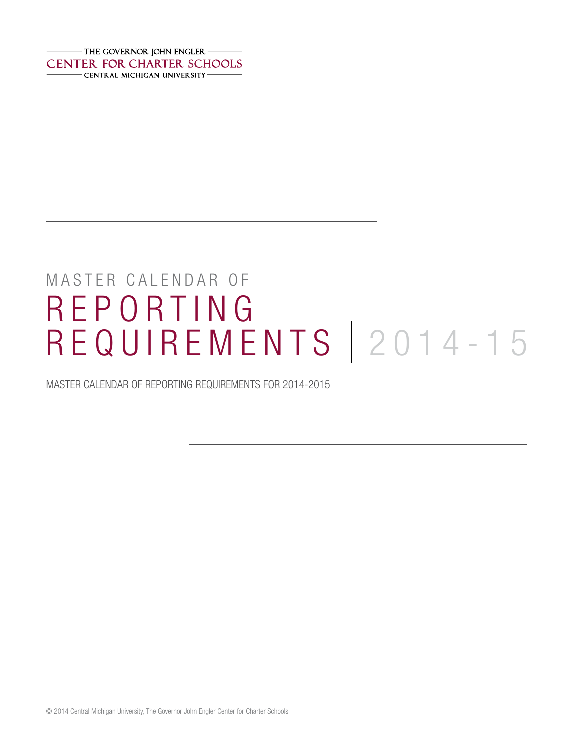THE GOVERNOR JOHN ENGLER
CENTER FOR CHARTER SCHOOLS
CENTRAL MICHIGAN UNIVERSITY

MASTER CALENDAR OF

# REPORTING REQUIREMENTS | 2014-15

MASTER CALENDAR OF REPORTING REQUIREMENTS FOR 2014-2015

© 2014 Central Michigan University, The Governor John Engler Center for Charter Schools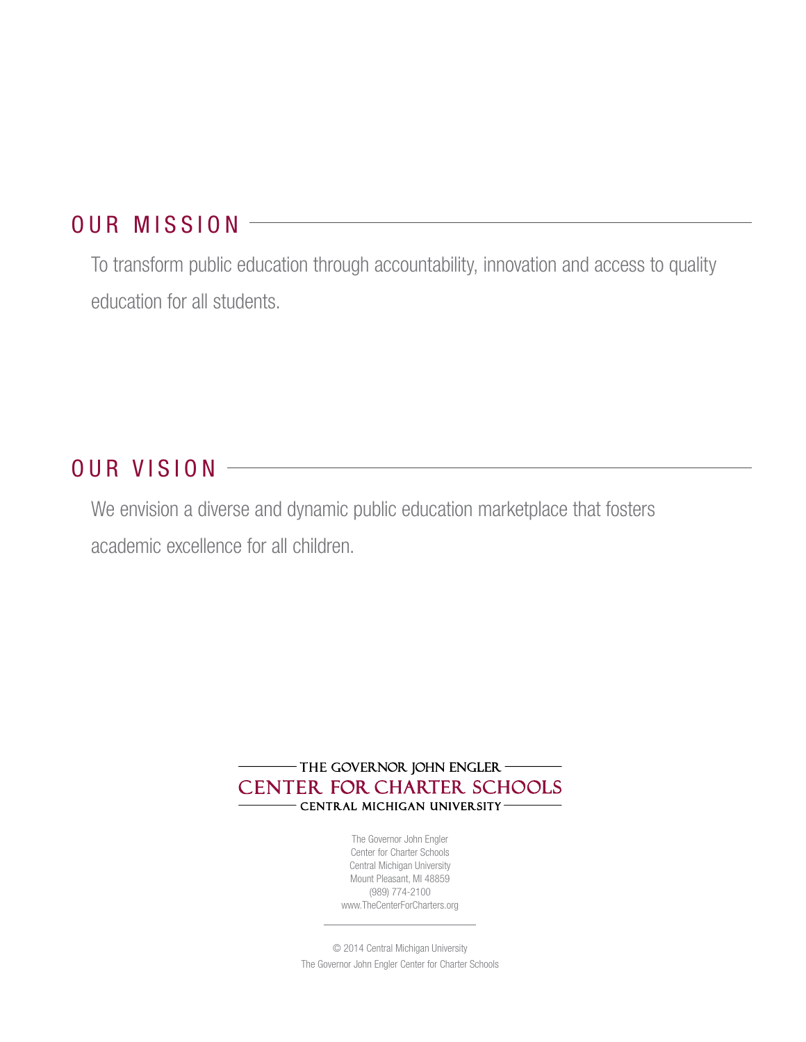## OUR MISSION

To transform public education through accountability, innovation and access to quality education for all students.

## OUR VISION

We envision a diverse and dynamic public education marketplace that fosters academic excellence for all children.

THE GOVERNOR JOHN ENGLER
**CENTER FOR CHARTER SCHOOLS**
CENTRAL MICHIGAN UNIVERSITY

The Governor John Engler
Center for Charter Schools
Central Michigan University
Mount Pleasant, MI 48859
(989) 774-2100
www.TheCenterForCharters.org

© 2014 Central Michigan University
The Governor John Engler Center for Charter Schools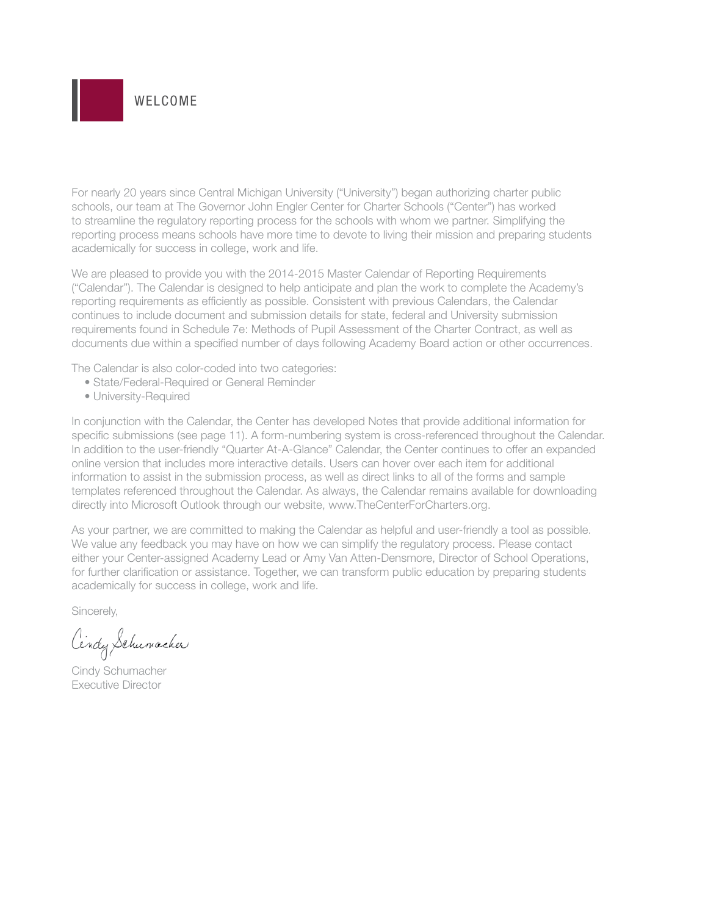# WELCOME

For nearly 20 years since Central Michigan University ("University") began authorizing charter public schools, our team at The Governor John Engler Center for Charter Schools ("Center") has worked to streamline the regulatory reporting process for the schools with whom we partner. Simplifying the reporting process means schools have more time to devote to living their mission and preparing students academically for success in college, work and life.

We are pleased to provide you with the 2014-2015 Master Calendar of Reporting Requirements ("Calendar"). The Calendar is designed to help anticipate and plan the work to complete the Academy's reporting requirements as efficiently as possible. Consistent with previous Calendars, the Calendar continues to include document and submission details for state, federal and University submission requirements found in Schedule 7e: Methods of Pupil Assessment of the Charter Contract, as well as documents due within a specified number of days following Academy Board action or other occurrences.

The Calendar is also color-coded into two categories:

- State/Federal-Required or General Reminder
- University-Required

In conjunction with the Calendar, the Center has developed Notes that provide additional information for specific submissions (see page 11). A form-numbering system is cross-referenced throughout the Calendar. In addition to the user-friendly "Quarter At-A-Glance" Calendar, the Center continues to offer an expanded online version that includes more interactive details. Users can hover over each item for additional information to assist in the submission process, as well as direct links to all of the forms and sample templates referenced throughout the Calendar. As always, the Calendar remains available for downloading directly into Microsoft Outlook through our website, www.TheCenterForCharters.org.

As your partner, we are committed to making the Calendar as helpful and user-friendly a tool as possible. We value any feedback you may have on how we can simplify the regulatory process. Please contact either your Center-assigned Academy Lead or Amy Van Atten-Densmore, Director of School Operations, for further clarification or assistance. Together, we can transform public education by preparing students academically for success in college, work and life.

Sincerely,

Cindy Schumacher

Cindy Schumacher
Executive Director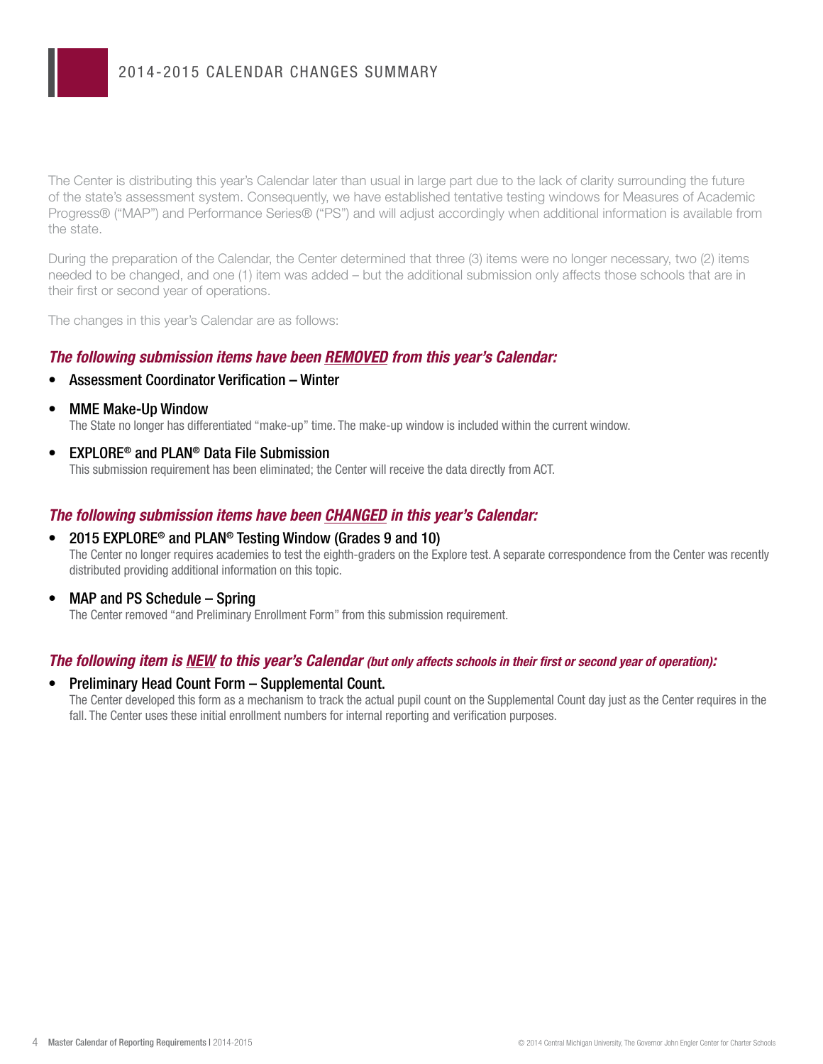# 2014-2015 CALENDAR CHANGES SUMMARY

The Center is distributing this year's Calendar later than usual in large part due to the lack of clarity surrounding the future of the state's assessment system. Consequently, we have established tentative testing windows for Measures of Academic Progress® ("MAP") and Performance Series® ("PS") and will adjust accordingly when additional information is available from the state.

During the preparation of the Calendar, the Center determined that three (3) items were no longer necessary, two (2) items needed to be changed, and one (1) item was added – but the additional submission only affects those schools that are in their first or second year of operations.

The changes in this year's Calendar are as follows:

### *The following submission items have been REMOVED from this year's Calendar:*

- **Assessment Coordinator Verification – Winter**
- **MME Make-Up Window**
  The State no longer has differentiated "make-up" time. The make-up window is included within the current window.
- **EXPLORE® and PLAN® Data File Submission**
  This submission requirement has been eliminated; the Center will receive the data directly from ACT.

### *The following submission items have been CHANGED in this year's Calendar:*

- **2015 EXPLORE® and PLAN® Testing Window (Grades 9 and 10)**
  The Center no longer requires academies to test the eighth-graders on the Explore test. A separate correspondence from the Center was recently distributed providing additional information on this topic.
- **MAP and PS Schedule – Spring**
  The Center removed "and Preliminary Enrollment Form" from this submission requirement.

### *The following item is NEW to this year's Calendar (but only affects schools in their first or second year of operation):*

- **Preliminary Head Count Form – Supplemental Count.**
  The Center developed this form as a mechanism to track the actual pupil count on the Supplemental Count day just as the Center requires in the fall. The Center uses these initial enrollment numbers for internal reporting and verification purposes.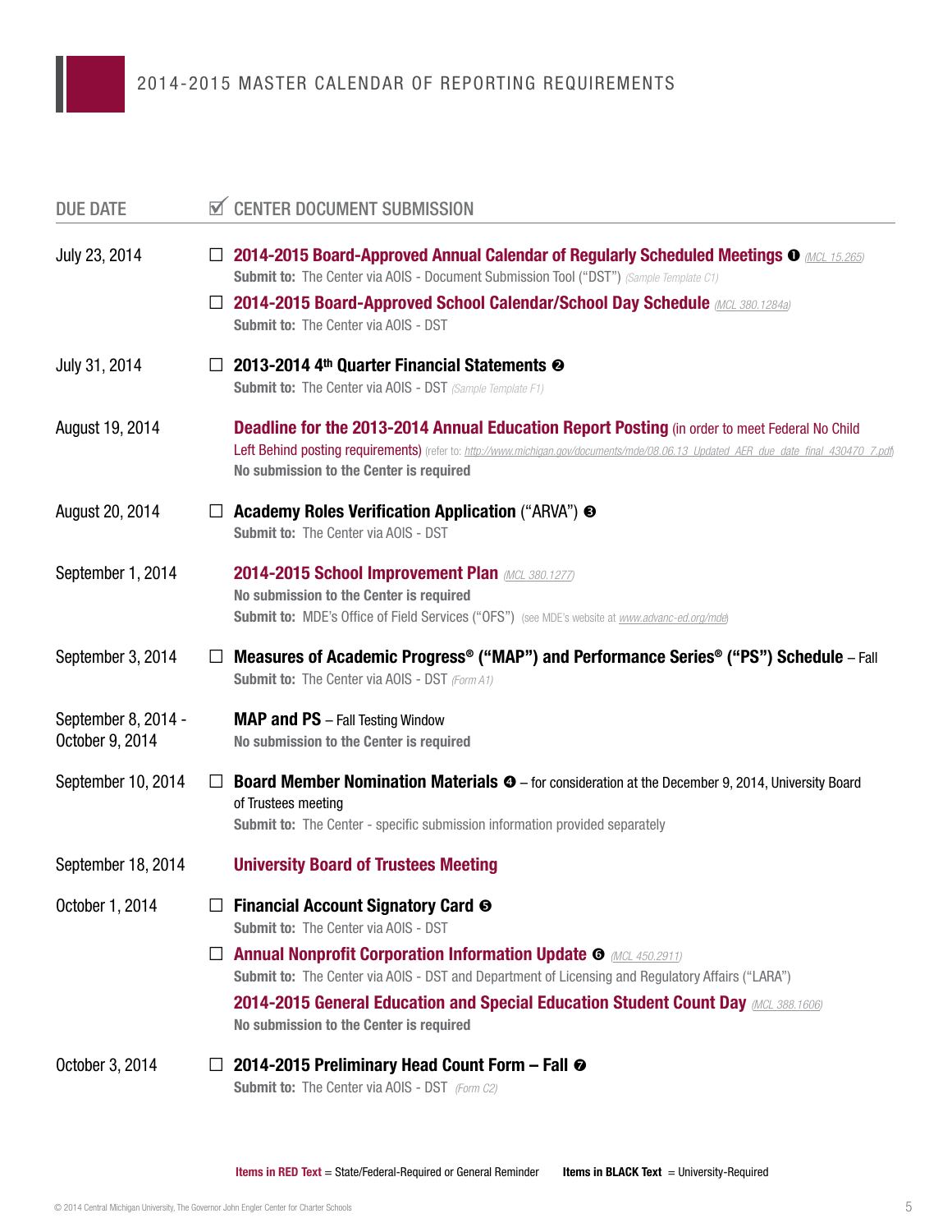# 2014-2015 MASTER CALENDAR OF REPORTING REQUIREMENTS

| DUE DATE | ☑ CENTER DOCUMENT SUBMISSION |
|---|---|
| July 23, 2014 | ☐ **2014-2015 Board-Approved Annual Calendar of Regularly Scheduled Meetings** ❶ *(MCL 15.265)*<br>**Submit to:** The Center via AOIS - Document Submission Tool ("DST") *(Sample Template C1)*<br>☐ **2014-2015 Board-Approved School Calendar/School Day Schedule** *(MCL 380.1284a)*<br>**Submit to:** The Center via AOIS - DST |
| July 31, 2014 | ☐ **2013-2014 4th Quarter Financial Statements** ❷<br>**Submit to:** The Center via AOIS - DST *(Sample Template F1)* |
| August 19, 2014 | **Deadline for the 2013-2014 Annual Education Report Posting** (in order to meet Federal No Child Left Behind posting requirements) (refer to: *http://www.michigan.gov/documents/mde/08.06.13_Updated_AER_due_date_final_430470_7.pdf*)<br>**No submission to the Center is required** |
| August 20, 2014 | ☐ **Academy Roles Verification Application** ("ARVA") ❸<br>**Submit to:** The Center via AOIS - DST |
| September 1, 2014 | **2014-2015 School Improvement Plan** *(MCL 380.1277)*<br>**No submission to the Center is required**<br>**Submit to:** MDE's Office of Field Services ("OFS") (see MDE's website at *www.advanc-ed.org/mde*) |
| September 3, 2014 | ☐ **Measures of Academic Progress® ("MAP") and Performance Series® ("PS") Schedule** – Fall<br>**Submit to:** The Center via AOIS - DST *(Form A1)* |
| September 8, 2014 - October 9, 2014 | **MAP and PS** – Fall Testing Window<br>**No submission to the Center is required** |
| September 10, 2014 | ☐ **Board Member Nomination Materials** ❹ – for consideration at the December 9, 2014, University Board of Trustees meeting<br>**Submit to:** The Center - specific submission information provided separately |
| September 18, 2014 | **University Board of Trustees Meeting** |
| October 1, 2014 | ☐ **Financial Account Signatory Card** ❺<br>**Submit to:** The Center via AOIS - DST<br>☐ **Annual Nonprofit Corporation Information Update** ❻ *(MCL 450.2911)*<br>**Submit to:** The Center via AOIS - DST and Department of Licensing and Regulatory Affairs ("LARA")<br>**2014-2015 General Education and Special Education Student Count Day** *(MCL 388.1606)*<br>**No submission to the Center is required** |
| October 3, 2014 | ☐ **2014-2015 Preliminary Head Count Form – Fall** ❼<br>**Submit to:** The Center via AOIS - DST *(Form C2)* |

**Items in RED Text** = State/Federal-Required or General Reminder   **Items in BLACK Text** = University-Required

© 2014 Central Michigan University, The Governor John Engler Center for Charter Schools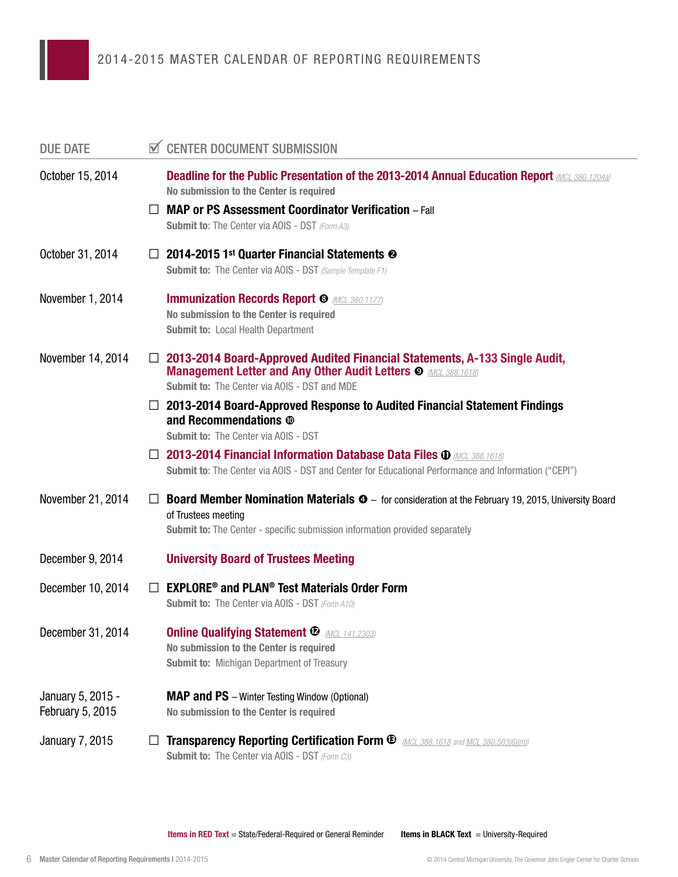# 2014-2015 MASTER CALENDAR OF REPORTING REQUIREMENTS

| DUE DATE | ☑ CENTER DOCUMENT SUBMISSION |
|---|---|
| October 15, 2014 | **Deadline for the Public Presentation of the 2013-2014 Annual Education Report** *(MCL 380.1204a)*<br>**No submission to the Center is required** |
| | ☐ **MAP or PS Assessment Coordinator Verification** – Fall<br>**Submit to:** The Center via AOIS - DST *(Form A3)* |
| October 31, 2014 | ☐ **2014-2015 1st Quarter Financial Statements** ❷<br>**Submit to:** The Center via AOIS - DST *(Sample Template F1)* |
| November 1, 2014 | **Immunization Records Report** ❽ *(MCL 380.1177)*<br>**No submission to the Center is required**<br>**Submit to:** Local Health Department |
| November 14, 2014 | ☐ **2013-2014 Board-Approved Audited Financial Statements, A-133 Single Audit, Management Letter and Any Other Audit Letters** ❾ *(MCL 388.1618)*<br>**Submit to:** The Center via AOIS - DST and MDE |
| | ☐ **2013-2014 Board-Approved Response to Audited Financial Statement Findings and Recommendations** ❿<br>**Submit to:** The Center via AOIS - DST |
| | ☐ **2013-2014 Financial Information Database Data Files** ⓫ *(MCL 388.1618)*<br>**Submit to:** The Center via AOIS - DST and Center for Educational Performance and Information ("CEPI") |
| November 21, 2014 | ☐ **Board Member Nomination Materials** ❹ – for consideration at the February 19, 2015, University Board of Trustees meeting<br>**Submit to:** The Center - specific submission information provided separately |
| December 9, 2014 | **University Board of Trustees Meeting** |
| December 10, 2014 | ☐ **EXPLORE® and PLAN® Test Materials Order Form**<br>**Submit to:** The Center via AOIS - DST *(Form A10)* |
| December 31, 2014 | **Online Qualifying Statement** ⓬ *(MCL 141.2303)*<br>**No submission to the Center is required**<br>**Submit to:** Michigan Department of Treasury |
| January 5, 2015 - February 5, 2015 | **MAP and PS** – Winter Testing Window (Optional)<br>**No submission to the Center is required** |
| January 7, 2015 | ☐ **Transparency Reporting Certification Form** ⓭ *(MCL 388.1618 and MCL 380.503(6)(m))*<br>**Submit to:** The Center via AOIS - DST *(Form C3)* |

**Items in RED Text** = State/Federal-Required or General Reminder    **Items in BLACK Text** = University-Required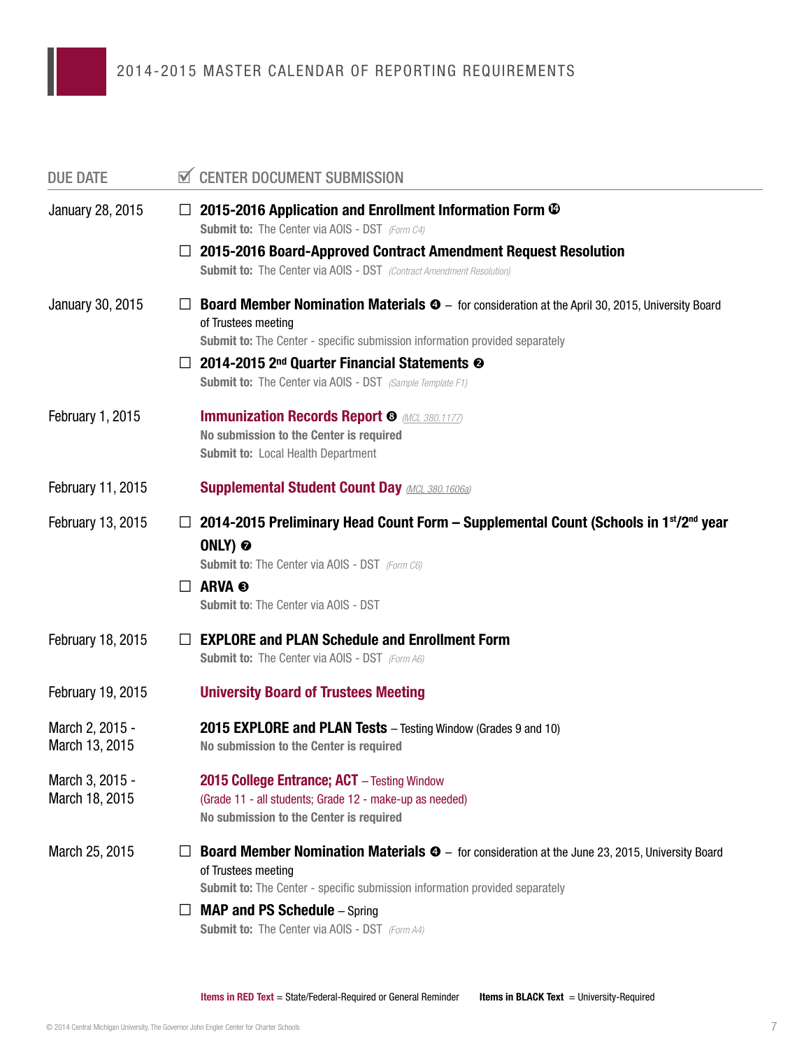# 2014-2015 MASTER CALENDAR OF REPORTING REQUIREMENTS

| DUE DATE | ☑ CENTER DOCUMENT SUBMISSION |
|---|---|
| January 28, 2015 | ☐ **2015-2016 Application and Enrollment Information Form** ⓮ <br> **Submit to:** The Center via AOIS - DST *(Form C4)* <br> ☐ **2015-2016 Board-Approved Contract Amendment Request Resolution** <br> **Submit to:** The Center via AOIS - DST *(Contract Amendment Resolution)* |
| January 30, 2015 | ☐ **Board Member Nomination Materials** ❹ – for consideration at the April 30, 2015, University Board of Trustees meeting <br> **Submit to:** The Center - specific submission information provided separately <br> ☐ **2014-2015 2nd Quarter Financial Statements** ❷ <br> **Submit to:** The Center via AOIS - DST *(Sample Template F1)* |
| February 1, 2015 | **Immunization Records Report** ❽ *(MCL 380.1177)* <br> **No submission to the Center is required** <br> **Submit to:** Local Health Department |
| February 11, 2015 | **Supplemental Student Count Day** *(MCL 380.1606a)* |
| February 13, 2015 | ☐ **2014-2015 Preliminary Head Count Form – Supplemental Count (Schools in 1st/2nd year ONLY)** ❼ <br> **Submit to:** The Center via AOIS - DST *(Form C6)* <br> ☐ **ARVA** ❸ <br> **Submit to:** The Center via AOIS - DST |
| February 18, 2015 | ☐ **EXPLORE and PLAN Schedule and Enrollment Form** <br> **Submit to:** The Center via AOIS - DST *(Form A6)* |
| February 19, 2015 | **University Board of Trustees Meeting** |
| March 2, 2015 - March 13, 2015 | **2015 EXPLORE and PLAN Tests** – Testing Window (Grades 9 and 10) <br> **No submission to the Center is required** |
| March 3, 2015 - March 18, 2015 | **2015 College Entrance; ACT** – Testing Window (Grade 11 - all students; Grade 12 - make-up as needed) <br> **No submission to the Center is required** |
| March 25, 2015 | ☐ **Board Member Nomination Materials** ❹ – for consideration at the June 23, 2015, University Board of Trustees meeting <br> **Submit to:** The Center - specific submission information provided separately <br> ☐ **MAP and PS Schedule** – Spring <br> **Submit to:** The Center via AOIS - DST *(Form A4)* |

**Items in RED Text** = State/Federal-Required or General Reminder **Items in BLACK Text** = University-Required

© 2014 Central Michigan University, The Governor John Engler Center for Charter Schools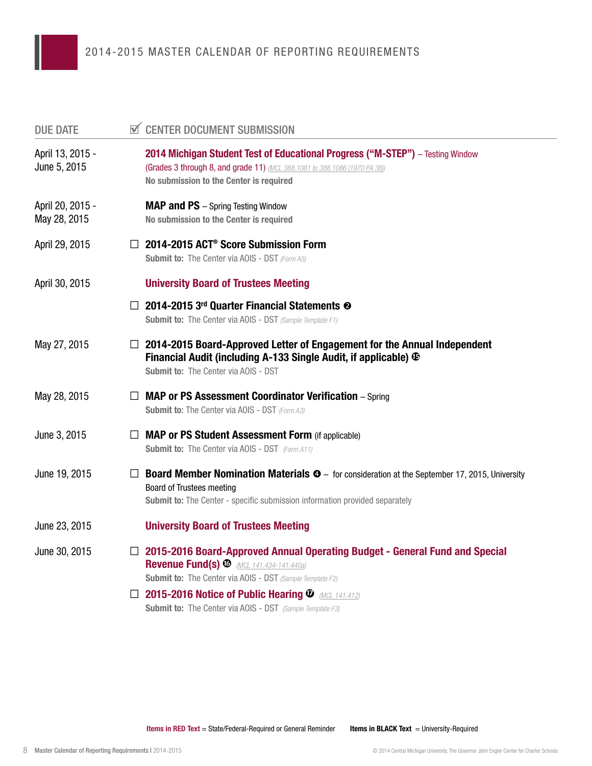# 2014-2015 MASTER CALENDAR OF REPORTING REQUIREMENTS

| DUE DATE | ☑ CENTER DOCUMENT SUBMISSION |
|---|---|
| April 13, 2015 - June 5, 2015 | **2014 Michigan Student Test of Educational Progress ("M-STEP")** – Testing Window (Grades 3 through 8, and grade 11) *(MCL 388.1081 to 388.1086 (1970 PA 38))*<br>**No submission to the Center is required** |
| April 20, 2015 - May 28, 2015 | **MAP and PS** – Spring Testing Window<br>**No submission to the Center is required** |
| April 29, 2015 | ☐ **2014-2015 ACT® Score Submission Form**<br>**Submit to:** The Center via AOIS - DST *(Form A5)* |
| April 30, 2015 | **University Board of Trustees Meeting** |
| | ☐ **2014-2015 3rd Quarter Financial Statements** ❷<br>**Submit to:** The Center via AOIS - DST *(Sample Template F1)* |
| May 27, 2015 | ☐ **2014-2015 Board-Approved Letter of Engagement for the Annual Independent Financial Audit (including A-133 Single Audit, if applicable)** ⓯<br>**Submit to:** The Center via AOIS - DST |
| May 28, 2015 | ☐ **MAP or PS Assessment Coordinator Verification** – Spring<br>**Submit to:** The Center via AOIS - DST *(Form A3)* |
| June 3, 2015 | ☐ **MAP or PS Student Assessment Form** (if applicable)<br>**Submit to:** The Center via AOIS - DST *(Form A11)* |
| June 19, 2015 | ☐ **Board Member Nomination Materials** ❹ – for consideration at the September 17, 2015, University Board of Trustees meeting<br>**Submit to:** The Center - specific submission information provided separately |
| June 23, 2015 | **University Board of Trustees Meeting** |
| June 30, 2015 | ☐ **2015-2016 Board-Approved Annual Operating Budget - General Fund and Special Revenue Fund(s)** ⓰ *(MCL 141.434-141.440a)*<br>**Submit to:** The Center via AOIS - DST *(Sample Template F2)* |
| | ☐ **2015-2016 Notice of Public Hearing** ⓱ *(MCL 141.412)*<br>**Submit to:** The Center via AOIS - DST *(Sample Template F3)* |

**Items in RED Text** = State/Federal-Required or General Reminder  **Items in BLACK Text** = University-Required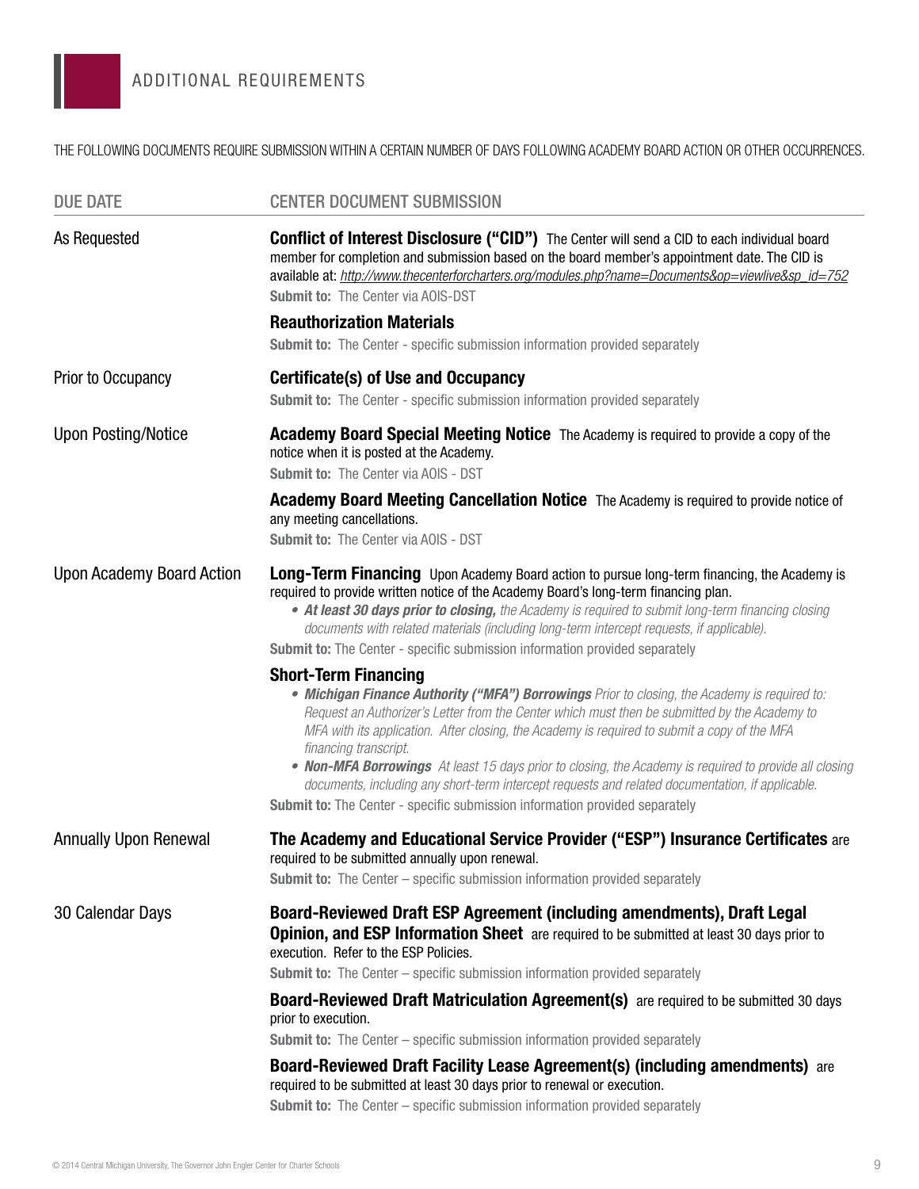## ADDITIONAL REQUIREMENTS

THE FOLLOWING DOCUMENTS REQUIRE SUBMISSION WITHIN A CERTAIN NUMBER OF DAYS FOLLOWING ACADEMY BOARD ACTION OR OTHER OCCURRENCES.

| DUE DATE | CENTER DOCUMENT SUBMISSION |
|---|---|
| As Requested | **Conflict of Interest Disclosure ("CID")** The Center will send a CID to each individual board member for completion and submission based on the board member's appointment date. The CID is available at: *http://www.thecenterforcharters.org/modules.php?name=Documents&op=viewlive&sp_id=752*<br>**Submit to:** The Center via AOIS-DST |
| | **Reauthorization Materials**<br>**Submit to:** The Center - specific submission information provided separately |
| Prior to Occupancy | **Certificate(s) of Use and Occupancy**<br>**Submit to:** The Center - specific submission information provided separately |
| Upon Posting/Notice | **Academy Board Special Meeting Notice** The Academy is required to provide a copy of the notice when it is posted at the Academy.<br>**Submit to:** The Center via AOIS - DST |
| | **Academy Board Meeting Cancellation Notice** The Academy is required to provide notice of any meeting cancellations.<br>**Submit to:** The Center via AOIS - DST |
| Upon Academy Board Action | **Long-Term Financing** Upon Academy Board action to pursue long-term financing, the Academy is required to provide written notice of the Academy Board's long-term financing plan.<br>• ***At least 30 days prior to closing,*** *the Academy is required to submit long-term financing closing documents with related materials (including long-term intercept requests, if applicable).*<br>**Submit to:** The Center - specific submission information provided separately |
| | **Short-Term Financing**<br>• ***Michigan Finance Authority ("MFA") Borrowings*** *Prior to closing, the Academy is required to: Request an Authorizer's Letter from the Center which must then be submitted by the Academy to MFA with its application. After closing, the Academy is required to submit a copy of the MFA financing transcript.*<br>• ***Non-MFA Borrowings*** *At least 15 days prior to closing, the Academy is required to provide all closing documents, including any short-term intercept requests and related documentation, if applicable.*<br>**Submit to:** The Center - specific submission information provided separately |
| Annually Upon Renewal | **The Academy and Educational Service Provider ("ESP") Insurance Certificates** are required to be submitted annually upon renewal.<br>**Submit to:** The Center – specific submission information provided separately |
| 30 Calendar Days | **Board-Reviewed Draft ESP Agreement (including amendments), Draft Legal Opinion, and ESP Information Sheet** are required to be submitted at least 30 days prior to execution. Refer to the ESP Policies.<br>**Submit to:** The Center – specific submission information provided separately |
| | **Board-Reviewed Draft Matriculation Agreement(s)** are required to be submitted 30 days prior to execution.<br>**Submit to:** The Center – specific submission information provided separately |
| | **Board-Reviewed Draft Facility Lease Agreement(s) (including amendments)** are required to be submitted at least 30 days prior to renewal or execution.<br>**Submit to:** The Center – specific submission information provided separately |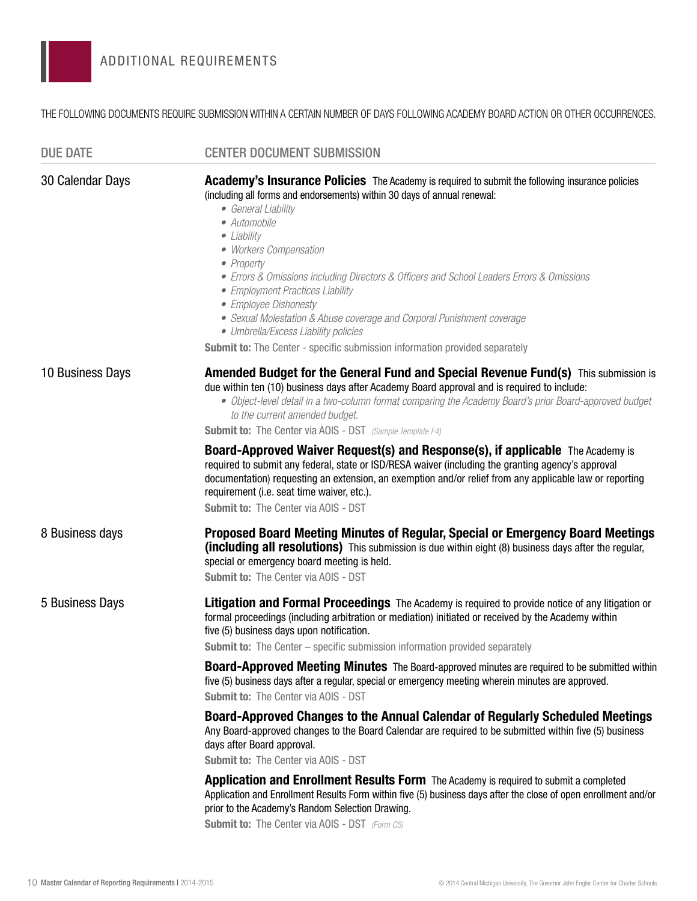## ADDITIONAL REQUIREMENTS

THE FOLLOWING DOCUMENTS REQUIRE SUBMISSION WITHIN A CERTAIN NUMBER OF DAYS FOLLOWING ACADEMY BOARD ACTION OR OTHER OCCURRENCES.

| DUE DATE | CENTER DOCUMENT SUBMISSION |
|---|---|
| 30 Calendar Days | **Academy's Insurance Policies** The Academy is required to submit the following insurance policies (including all forms and endorsements) within 30 days of annual renewal:<br>• *General Liability*<br>• *Automobile*<br>• *Liability*<br>• *Workers Compensation*<br>• *Property*<br>• *Errors & Omissions including Directors & Officers and School Leaders Errors & Omissions*<br>• *Employment Practices Liability*<br>• *Employee Dishonesty*<br>• *Sexual Molestation & Abuse coverage and Corporal Punishment coverage*<br>• *Umbrella/Excess Liability policies*<br>**Submit to:** The Center - specific submission information provided separately |
| 10 Business Days | **Amended Budget for the General Fund and Special Revenue Fund(s)** This submission is due within ten (10) business days after Academy Board approval and is required to include:<br>• *Object-level detail in a two-column format comparing the Academy Board's prior Board-approved budget to the current amended budget.*<br>**Submit to:** The Center via AOIS - DST *(Sample Template F4)* |
| | **Board-Approved Waiver Request(s) and Response(s), if applicable** The Academy is required to submit any federal, state or ISD/RESA waiver (including the granting agency's approval documentation) requesting an extension, an exemption and/or relief from any applicable law or reporting requirement (i.e. seat time waiver, etc.).<br>**Submit to:** The Center via AOIS - DST |
| 8 Business days | **Proposed Board Meeting Minutes of Regular, Special or Emergency Board Meetings (including all resolutions)** This submission is due within eight (8) business days after the regular, special or emergency board meeting is held.<br>**Submit to:** The Center via AOIS - DST |
| 5 Business Days | **Litigation and Formal Proceedings** The Academy is required to provide notice of any litigation or formal proceedings (including arbitration or mediation) initiated or received by the Academy within five (5) business days upon notification.<br>**Submit to:** The Center – specific submission information provided separately |
| | **Board-Approved Meeting Minutes** The Board-approved minutes are required to be submitted within five (5) business days after a regular, special or emergency meeting wherein minutes are approved.<br>**Submit to:** The Center via AOIS - DST |
| | **Board-Approved Changes to the Annual Calendar of Regularly Scheduled Meetings** Any Board-approved changes to the Board Calendar are required to be submitted within five (5) business days after Board approval.<br>**Submit to:** The Center via AOIS - DST |
| | **Application and Enrollment Results Form** The Academy is required to submit a completed Application and Enrollment Results Form within five (5) business days after the close of open enrollment and/or prior to the Academy's Random Selection Drawing.<br>**Submit to:** The Center via AOIS - DST *(Form C5)* |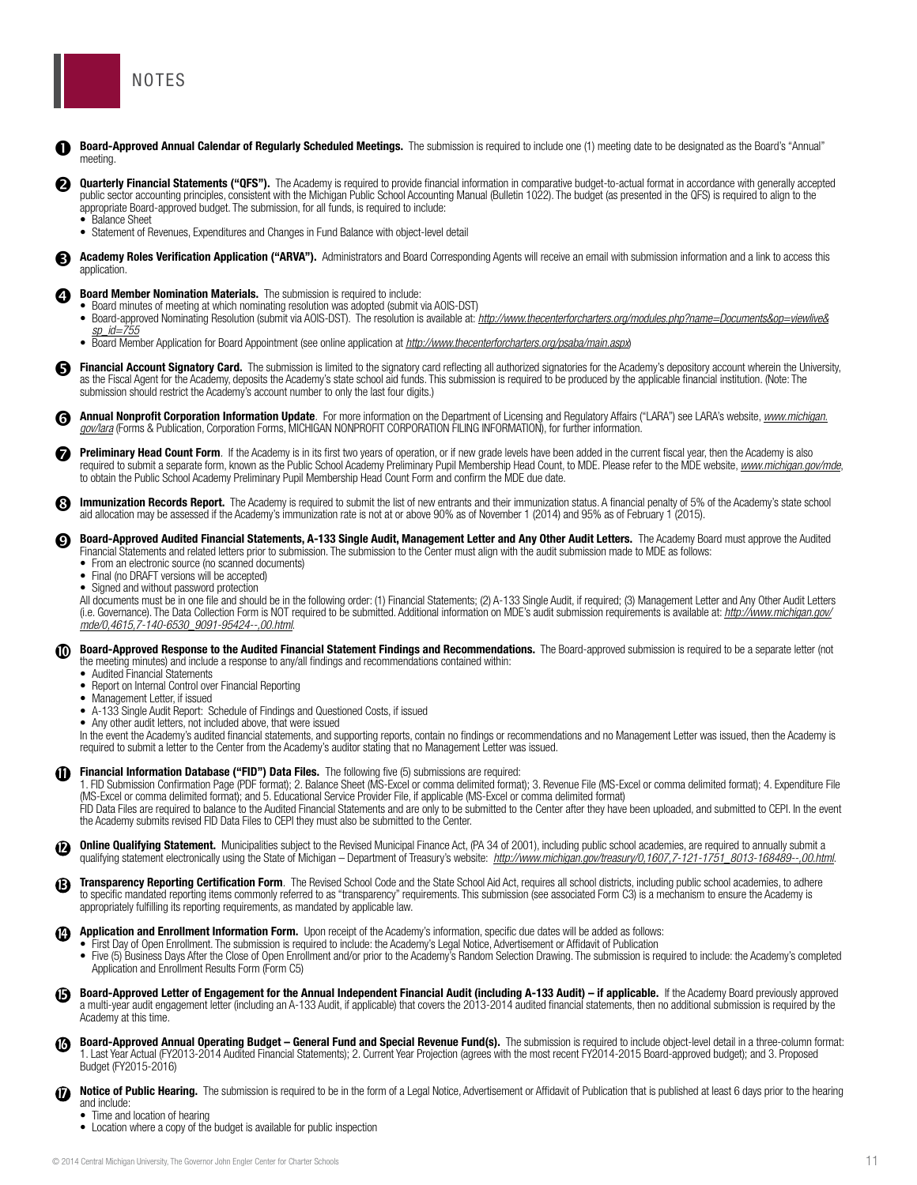# NOTES

1. **Board-Approved Annual Calendar of Regularly Scheduled Meetings.** The submission is required to include one (1) meeting date to be designated as the Board's "Annual" meeting.

2. **Quarterly Financial Statements ("QFS").** The Academy is required to provide financial information in comparative budget-to-actual format in accordance with generally accepted public sector accounting principles, consistent with the Michigan Public School Accounting Manual (Bulletin 1022). The budget (as presented in the QFS) is required to align to the appropriate Board-approved budget. The submission, for all funds, is required to include:
   - Balance Sheet
   - Statement of Revenues, Expenditures and Changes in Fund Balance with object-level detail

3. **Academy Roles Verification Application ("ARVA").** Administrators and Board Corresponding Agents will receive an email with submission information and a link to access this application.

4. **Board Member Nomination Materials.** The submission is required to include:
   - Board minutes of meeting at which nominating resolution was adopted (submit via AOIS-DST)
   - Board-approved Nominating Resolution (submit via AOIS-DST). The resolution is available at: *http://www.thecenterforcharters.org/modules.php?name=Documents&op=viewlive&sp_id=755*
   - Board Member Application for Board Appointment (see online application at *http://www.thecenterforcharters.org/psaba/main.aspx*)

5. **Financial Account Signatory Card.** The submission is limited to the signatory card reflecting all authorized signatories for the Academy's depository account wherein the University, as the Fiscal Agent for the Academy, deposits the Academy's state school aid funds. This submission is required to be produced by the applicable financial institution. (Note: The submission should restrict the Academy's account number to only the last four digits.)

6. **Annual Nonprofit Corporation Information Update**. For more information on the Department of Licensing and Regulatory Affairs ("LARA") see LARA's website, *www.michigan.gov/lara* (Forms & Publication, Corporation Forms, MICHIGAN NONPROFIT CORPORATION FILING INFORMATION), for further information.

7. **Preliminary Head Count Form**. If the Academy is in its first two years of operation, or if new grade levels have been added in the current fiscal year, then the Academy is also required to submit a separate form, known as the Public School Academy Preliminary Pupil Membership Head Count, to MDE. Please refer to the MDE website, *www.michigan.gov/mde*, to obtain the Public School Academy Preliminary Pupil Membership Head Count Form and confirm the MDE due date.

8. **Immunization Records Report.** The Academy is required to submit the list of new entrants and their immunization status. A financial penalty of 5% of the Academy's state school aid allocation may be assessed if the Academy's immunization rate is not at or above 90% as of November 1 (2014) and 95% as of February 1 (2015).

9. **Board-Approved Audited Financial Statements, A-133 Single Audit, Management Letter and Any Other Audit Letters.** The Academy Board must approve the Audited Financial Statements and related letters prior to submission. The submission to the Center must align with the audit submission made to MDE as follows:
   - From an electronic source (no scanned documents)
   - Final (no DRAFT versions will be accepted)
   - Signed and without password protection

   All documents must be in one file and should be in the following order: (1) Financial Statements; (2) A-133 Single Audit, if required; (3) Management Letter and Any Other Audit Letters (i.e. Governance). The Data Collection Form is NOT required to be submitted. Additional information on MDE's audit submission requirements is available at: *http://www.michigan.gov/mde/0,4615,7-140-6530_9091-95424--,00.html*.

10. **Board-Approved Response to the Audited Financial Statement Findings and Recommendations.** The Board-approved submission is required to be a separate letter (not the meeting minutes) and include a response to any/all findings and recommendations contained within:
    - Audited Financial Statements
    - Report on Internal Control over Financial Reporting
    - Management Letter, if issued
    - A-133 Single Audit Report: Schedule of Findings and Questioned Costs, if issued
    - Any other audit letters, not included above, that were issued

    In the event the Academy's audited financial statements, and supporting reports, contain no findings or recommendations and no Management Letter was issued, then the Academy is required to submit a letter to the Center from the Academy's auditor stating that no Management Letter was issued.

11. **Financial Information Database ("FID") Data Files.** The following five (5) submissions are required:
    1. FID Submission Confirmation Page (PDF format); 2. Balance Sheet (MS-Excel or comma delimited format); 3. Revenue File (MS-Excel or comma delimited format); 4. Expenditure File (MS-Excel or comma delimited format); and 5. Educational Service Provider File, if applicable (MS-Excel or comma delimited format)
    FID Data Files are required to balance to the Audited Financial Statements and are only to be submitted to the Center after they have been uploaded, and submitted to CEPI. In the event the Academy submits revised FID Data Files to CEPI they must also be submitted to the Center.

12. **Online Qualifying Statement.** Municipalities subject to the Revised Municipal Finance Act, (PA 34 of 2001), including public school academies, are required to annually submit a qualifying statement electronically using the State of Michigan – Department of Treasury's website: *http://www.michigan.gov/treasury/0,1607,7-121-1751_8013-168489--,00.html*.

13. **Transparency Reporting Certification Form**. The Revised School Code and the State School Aid Act, requires all school districts, including public school academies, to adhere to specific mandated reporting items commonly referred to as "transparency" requirements. This submission (see associated Form C3) is a mechanism to ensure the Academy is appropriately fulfilling its reporting requirements, as mandated by applicable law.

14. **Application and Enrollment Information Form.** Upon receipt of the Academy's information, specific due dates will be added as follows:
    - First Day of Open Enrollment. The submission is required to include: the Academy's Legal Notice, Advertisement or Affidavit of Publication
    - Five (5) Business Days After the Close of Open Enrollment and/or prior to the Academy's Random Selection Drawing. The submission is required to include: the Academy's completed Application and Enrollment Results Form (Form C5)

15. **Board-Approved Letter of Engagement for the Annual Independent Financial Audit (including A-133 Audit) – if applicable.** If the Academy Board previously approved a multi-year audit engagement letter (including an A-133 Audit, if applicable) that covers the 2013-2014 audited financial statements, then no additional submission is required by the Academy at this time.

16. **Board-Approved Annual Operating Budget – General Fund and Special Revenue Fund(s).** The submission is required to include object-level detail in a three-column format: 1. Last Year Actual (FY2013-2014 Audited Financial Statements); 2. Current Year Projection (agrees with the most recent FY2014-2015 Board-approved budget); and 3. Proposed Budget (FY2015-2016)

17. **Notice of Public Hearing.** The submission is required to be in the form of a Legal Notice, Advertisement or Affidavit of Publication that is published at least 6 days prior to the hearing and include:
    - Time and location of hearing
    - Location where a copy of the budget is available for public inspection

© 2014 Central Michigan University, The Governor John Engler Center for Charter Schools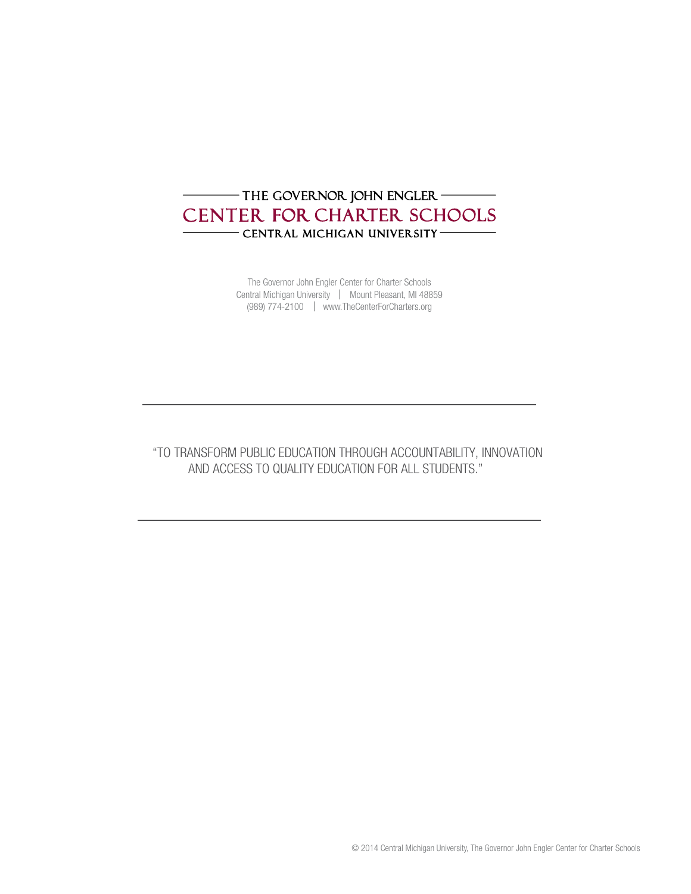THE GOVERNOR JOHN ENGLER

CENTER FOR CHARTER SCHOOLS

CENTRAL MICHIGAN UNIVERSITY

The Governor John Engler Center for Charter Schools
Central Michigan University | Mount Pleasant, MI 48859
(989) 774-2100 | www.TheCenterForCharters.org

---

"TO TRANSFORM PUBLIC EDUCATION THROUGH ACCOUNTABILITY, INNOVATION AND ACCESS TO QUALITY EDUCATION FOR ALL STUDENTS."

---

© 2014 Central Michigan University, The Governor John Engler Center for Charter Schools